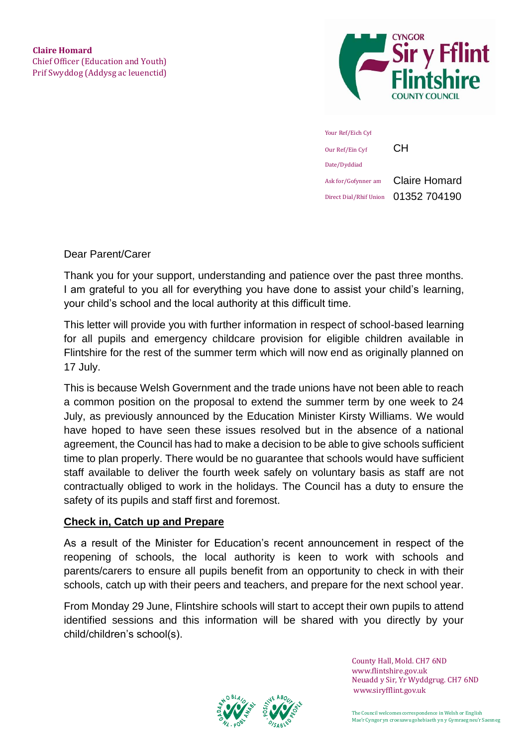**Claire Homard**
Chief Officer (Education and Youth)
Prif Swyddog (Addysg ac Ieuenctid)

CYNGOR Sir y Fflint Flintshire COUNTY COUNCIL

Your Ref/Eich Cyf
Our Ref/Ein Cyf CH
Date/Dyddiad
Ask for/Gofynner am Claire Homard
Direct Dial/Rhif Union 01352 704190

Dear Parent/Carer

Thank you for your support, understanding and patience over the past three months. I am grateful to you all for everything you have done to assist your child's learning, your child's school and the local authority at this difficult time.

This letter will provide you with further information in respect of school-based learning for all pupils and emergency childcare provision for eligible children available in Flintshire for the rest of the summer term which will now end as originally planned on 17 July.

This is because Welsh Government and the trade unions have not been able to reach a common position on the proposal to extend the summer term by one week to 24 July, as previously announced by the Education Minister Kirsty Williams. We would have hoped to have seen these issues resolved but in the absence of a national agreement, the Council has had to make a decision to be able to give schools sufficient time to plan properly. There would be no guarantee that schools would have sufficient staff available to deliver the fourth week safely on voluntary basis as staff are not contractually obliged to work in the holidays. The Council has a duty to ensure the safety of its pupils and staff first and foremost.

**Check in, Catch up and Prepare**

As a result of the Minister for Education's recent announcement in respect of the reopening of schools, the local authority is keen to work with schools and parents/carers to ensure all pupils benefit from an opportunity to check in with their schools, catch up with their peers and teachers, and prepare for the next school year.

From Monday 29 June, Flintshire schools will start to accept their own pupils to attend identified sessions and this information will be shared with you directly by your child/children's school(s).

County Hall, Mold. CH7 6ND
www.flintshire.gov.uk
Neuadd y Sir, Yr Wyddgrug. CH7 6ND
www.siryfflint.gov.uk

The Council welcomes correspondence in Welsh or English
Mae'r Cyngor yn croesawu gohebiaeth yn y Gymraeg neu'r Saesneg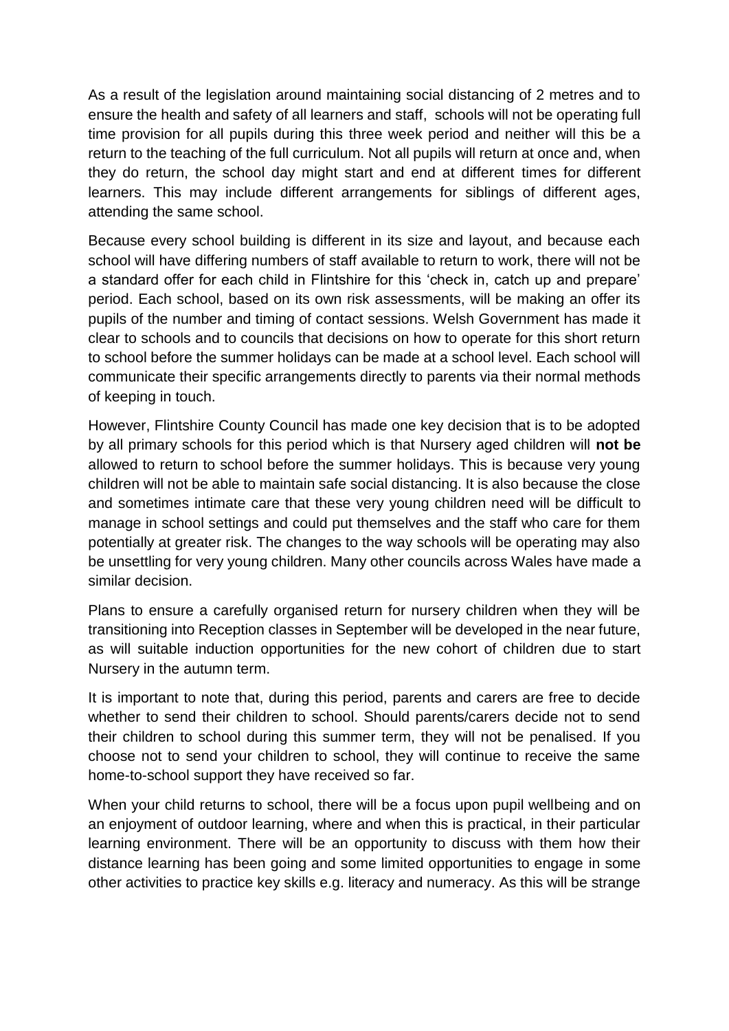As a result of the legislation around maintaining social distancing of 2 metres and to ensure the health and safety of all learners and staff, schools will not be operating full time provision for all pupils during this three week period and neither will this be a return to the teaching of the full curriculum. Not all pupils will return at once and, when they do return, the school day might start and end at different times for different learners. This may include different arrangements for siblings of different ages, attending the same school.

Because every school building is different in its size and layout, and because each school will have differing numbers of staff available to return to work, there will not be a standard offer for each child in Flintshire for this 'check in, catch up and prepare' period. Each school, based on its own risk assessments, will be making an offer its pupils of the number and timing of contact sessions. Welsh Government has made it clear to schools and to councils that decisions on how to operate for this short return to school before the summer holidays can be made at a school level. Each school will communicate their specific arrangements directly to parents via their normal methods of keeping in touch.

However, Flintshire County Council has made one key decision that is to be adopted by all primary schools for this period which is that Nursery aged children will **not be** allowed to return to school before the summer holidays. This is because very young children will not be able to maintain safe social distancing. It is also because the close and sometimes intimate care that these very young children need will be difficult to manage in school settings and could put themselves and the staff who care for them potentially at greater risk. The changes to the way schools will be operating may also be unsettling for very young children. Many other councils across Wales have made a similar decision.

Plans to ensure a carefully organised return for nursery children when they will be transitioning into Reception classes in September will be developed in the near future, as will suitable induction opportunities for the new cohort of children due to start Nursery in the autumn term.

It is important to note that, during this period, parents and carers are free to decide whether to send their children to school. Should parents/carers decide not to send their children to school during this summer term, they will not be penalised. If you choose not to send your children to school, they will continue to receive the same home-to-school support they have received so far.

When your child returns to school, there will be a focus upon pupil wellbeing and on an enjoyment of outdoor learning, where and when this is practical, in their particular learning environment. There will be an opportunity to discuss with them how their distance learning has been going and some limited opportunities to engage in some other activities to practice key skills e.g. literacy and numeracy. As this will be strange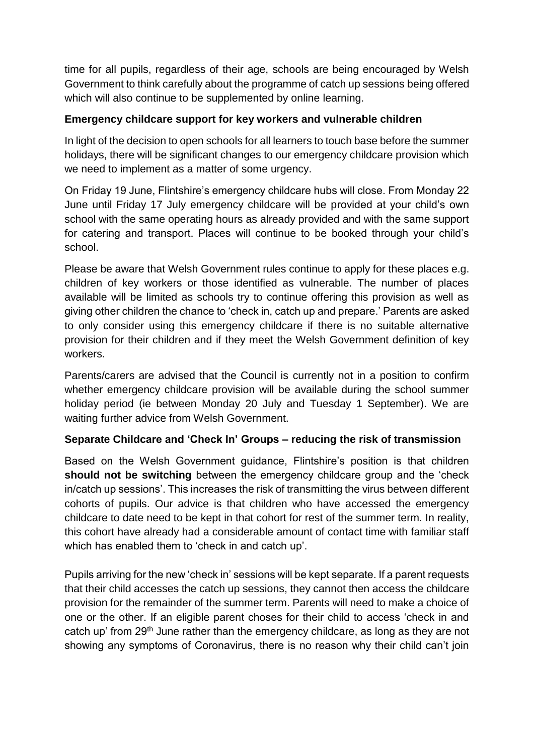time for all pupils, regardless of their age, schools are being encouraged by Welsh Government to think carefully about the programme of catch up sessions being offered which will also continue to be supplemented by online learning.

**Emergency childcare support for key workers and vulnerable children**

In light of the decision to open schools for all learners to touch base before the summer holidays, there will be significant changes to our emergency childcare provision which we need to implement as a matter of some urgency.

On Friday 19 June, Flintshire's emergency childcare hubs will close. From Monday 22 June until Friday 17 July emergency childcare will be provided at your child's own school with the same operating hours as already provided and with the same support for catering and transport. Places will continue to be booked through your child's school.

Please be aware that Welsh Government rules continue to apply for these places e.g. children of key workers or those identified as vulnerable. The number of places available will be limited as schools try to continue offering this provision as well as giving other children the chance to 'check in, catch up and prepare.' Parents are asked to only consider using this emergency childcare if there is no suitable alternative provision for their children and if they meet the Welsh Government definition of key workers.

Parents/carers are advised that the Council is currently not in a position to confirm whether emergency childcare provision will be available during the school summer holiday period (ie between Monday 20 July and Tuesday 1 September). We are waiting further advice from Welsh Government.

**Separate Childcare and 'Check In' Groups – reducing the risk of transmission**

Based on the Welsh Government guidance, Flintshire's position is that children **should not be switching** between the emergency childcare group and the 'check in/catch up sessions'. This increases the risk of transmitting the virus between different cohorts of pupils. Our advice is that children who have accessed the emergency childcare to date need to be kept in that cohort for rest of the summer term. In reality, this cohort have already had a considerable amount of contact time with familiar staff which has enabled them to 'check in and catch up'.

Pupils arriving for the new 'check in' sessions will be kept separate. If a parent requests that their child accesses the catch up sessions, they cannot then access the childcare provision for the remainder of the summer term. Parents will need to make a choice of one or the other. If an eligible parent choses for their child to access 'check in and catch up' from 29th June rather than the emergency childcare, as long as they are not showing any symptoms of Coronavirus, there is no reason why their child can't join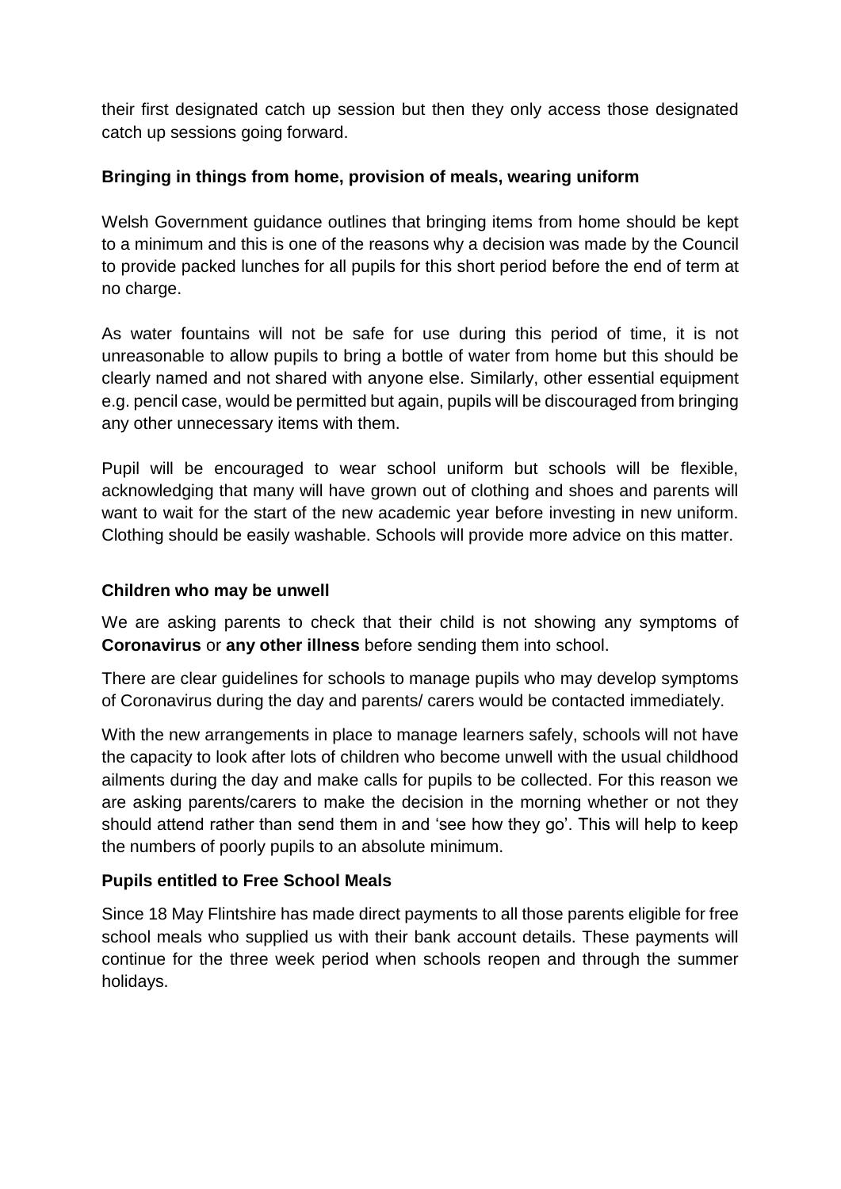their first designated catch up session but then they only access those designated catch up sessions going forward.

**Bringing in things from home, provision of meals, wearing uniform**

Welsh Government guidance outlines that bringing items from home should be kept to a minimum and this is one of the reasons why a decision was made by the Council to provide packed lunches for all pupils for this short period before the end of term at no charge.

As water fountains will not be safe for use during this period of time, it is not unreasonable to allow pupils to bring a bottle of water from home but this should be clearly named and not shared with anyone else. Similarly, other essential equipment e.g. pencil case, would be permitted but again, pupils will be discouraged from bringing any other unnecessary items with them.

Pupil will be encouraged to wear school uniform but schools will be flexible, acknowledging that many will have grown out of clothing and shoes and parents will want to wait for the start of the new academic year before investing in new uniform. Clothing should be easily washable. Schools will provide more advice on this matter.

**Children who may be unwell**

We are asking parents to check that their child is not showing any symptoms of **Coronavirus** or **any other illness** before sending them into school.

There are clear guidelines for schools to manage pupils who may develop symptoms of Coronavirus during the day and parents/ carers would be contacted immediately.

With the new arrangements in place to manage learners safely, schools will not have the capacity to look after lots of children who become unwell with the usual childhood ailments during the day and make calls for pupils to be collected. For this reason we are asking parents/carers to make the decision in the morning whether or not they should attend rather than send them in and 'see how they go'. This will help to keep the numbers of poorly pupils to an absolute minimum.

**Pupils entitled to Free School Meals**

Since 18 May Flintshire has made direct payments to all those parents eligible for free school meals who supplied us with their bank account details. These payments will continue for the three week period when schools reopen and through the summer holidays.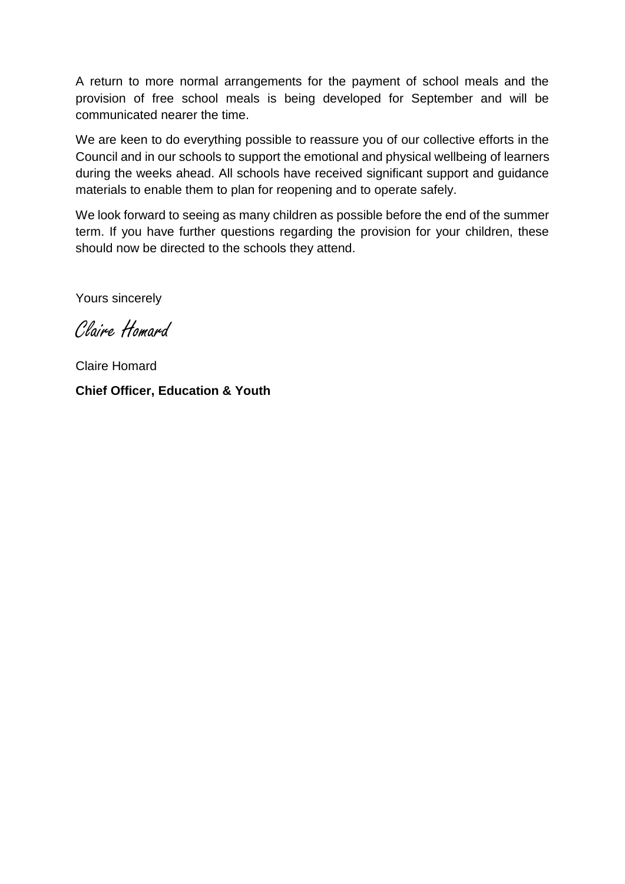A return to more normal arrangements for the payment of school meals and the provision of free school meals is being developed for September and will be communicated nearer the time.

We are keen to do everything possible to reassure you of our collective efforts in the Council and in our schools to support the emotional and physical wellbeing of learners during the weeks ahead. All schools have received significant support and guidance materials to enable them to plan for reopening and to operate safely.

We look forward to seeing as many children as possible before the end of the summer term. If you have further questions regarding the provision for your children, these should now be directed to the schools they attend.

Yours sincerely

*Claire Homard*

Claire Homard

**Chief Officer, Education & Youth**